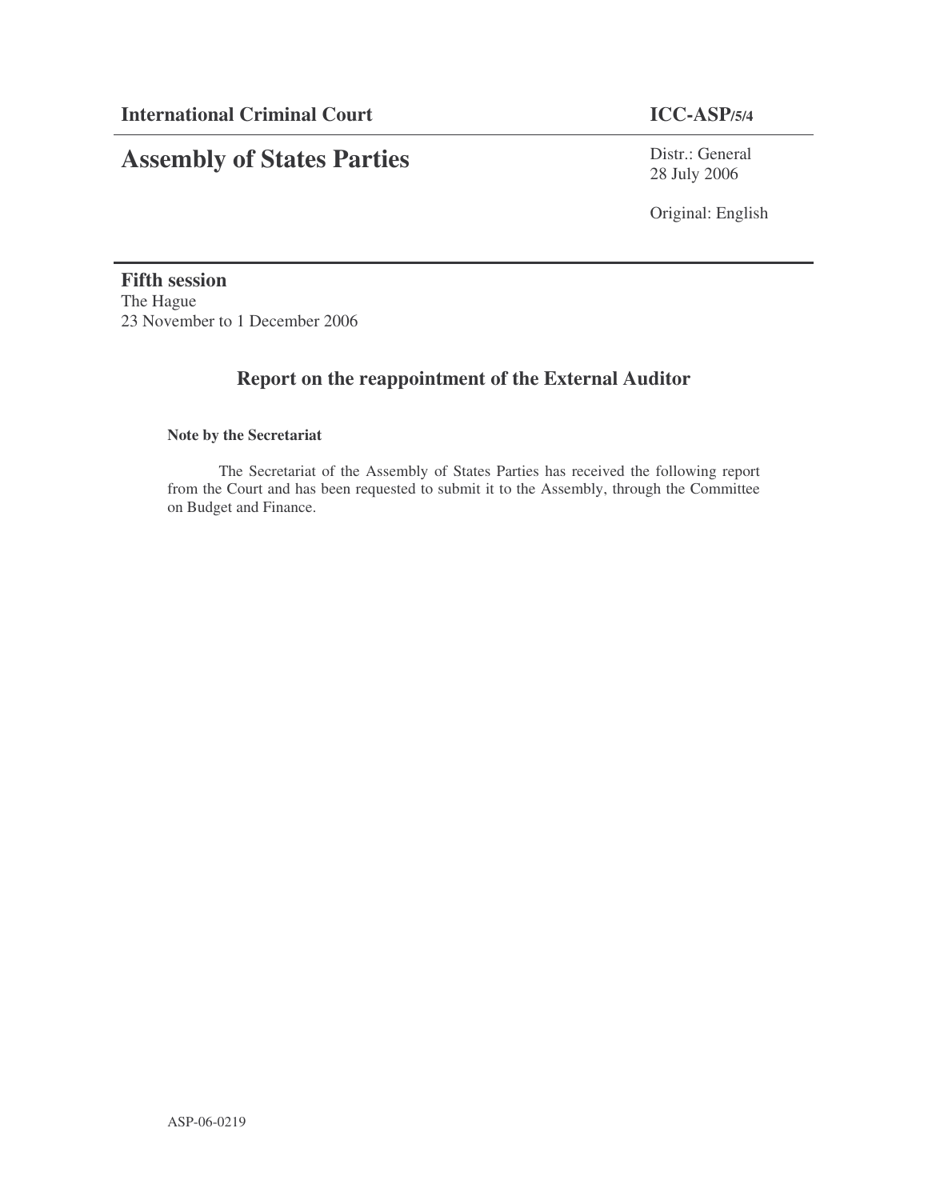**International Criminal Court** **ICC-ASP/5/4**

# Assembly of States Parties

Distr.: General
28 July 2006

Original: English

**Fifth session**
The Hague
23 November to 1 December 2006

## Report on the reappointment of the External Auditor

**Note by the Secretariat**

The Secretariat of the Assembly of States Parties has received the following report from the Court and has been requested to submit it to the Assembly, through the Committee on Budget and Finance.

ASP-06-0219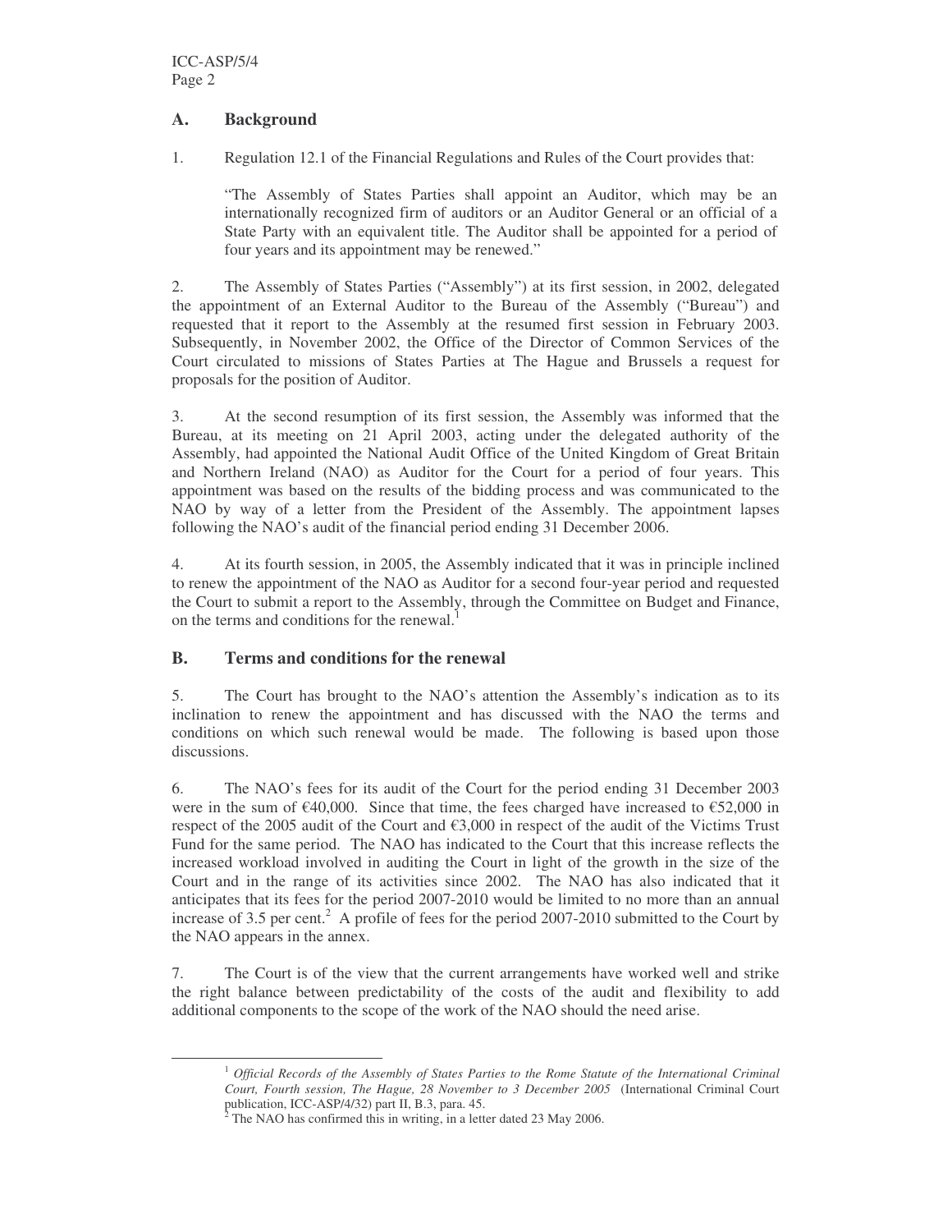## A. Background

1. Regulation 12.1 of the Financial Regulations and Rules of the Court provides that:

> "The Assembly of States Parties shall appoint an Auditor, which may be an internationally recognized firm of auditors or an Auditor General or an official of a State Party with an equivalent title. The Auditor shall be appointed for a period of four years and its appointment may be renewed."

2. The Assembly of States Parties ("Assembly") at its first session, in 2002, delegated the appointment of an External Auditor to the Bureau of the Assembly ("Bureau") and requested that it report to the Assembly at the resumed first session in February 2003. Subsequently, in November 2002, the Office of the Director of Common Services of the Court circulated to missions of States Parties at The Hague and Brussels a request for proposals for the position of Auditor.

3. At the second resumption of its first session, the Assembly was informed that the Bureau, at its meeting on 21 April 2003, acting under the delegated authority of the Assembly, had appointed the National Audit Office of the United Kingdom of Great Britain and Northern Ireland (NAO) as Auditor for the Court for a period of four years. This appointment was based on the results of the bidding process and was communicated to the NAO by way of a letter from the President of the Assembly. The appointment lapses following the NAO's audit of the financial period ending 31 December 2006.

4. At its fourth session, in 2005, the Assembly indicated that it was in principle inclined to renew the appointment of the NAO as Auditor for a second four-year period and requested the Court to submit a report to the Assembly, through the Committee on Budget and Finance, on the terms and conditions for the renewal.[1]

## B. Terms and conditions for the renewal

5. The Court has brought to the NAO's attention the Assembly's indication as to its inclination to renew the appointment and has discussed with the NAO the terms and conditions on which such renewal would be made. The following is based upon those discussions.

6. The NAO's fees for its audit of the Court for the period ending 31 December 2003 were in the sum of €40,000. Since that time, the fees charged have increased to €52,000 in respect of the 2005 audit of the Court and €3,000 in respect of the audit of the Victims Trust Fund for the same period. The NAO has indicated to the Court that this increase reflects the increased workload involved in auditing the Court in light of the growth in the size of the Court and in the range of its activities since 2002. The NAO has also indicated that it anticipates that its fees for the period 2007-2010 would be limited to no more than an annual increase of 3.5 per cent.[2] A profile of fees for the period 2007-2010 submitted to the Court by the NAO appears in the annex.

7. The Court is of the view that the current arrangements have worked well and strike the right balance between predictability of the costs of the audit and flexibility to add additional components to the scope of the work of the NAO should the need arise.

---

[1] *Official Records of the Assembly of States Parties to the Rome Statute of the International Criminal Court, Fourth session, The Hague, 28 November to 3 December 2005* (International Criminal Court publication, ICC-ASP/4/32) part II, B.3, para. 45.

[2] The NAO has confirmed this in writing, in a letter dated 23 May 2006.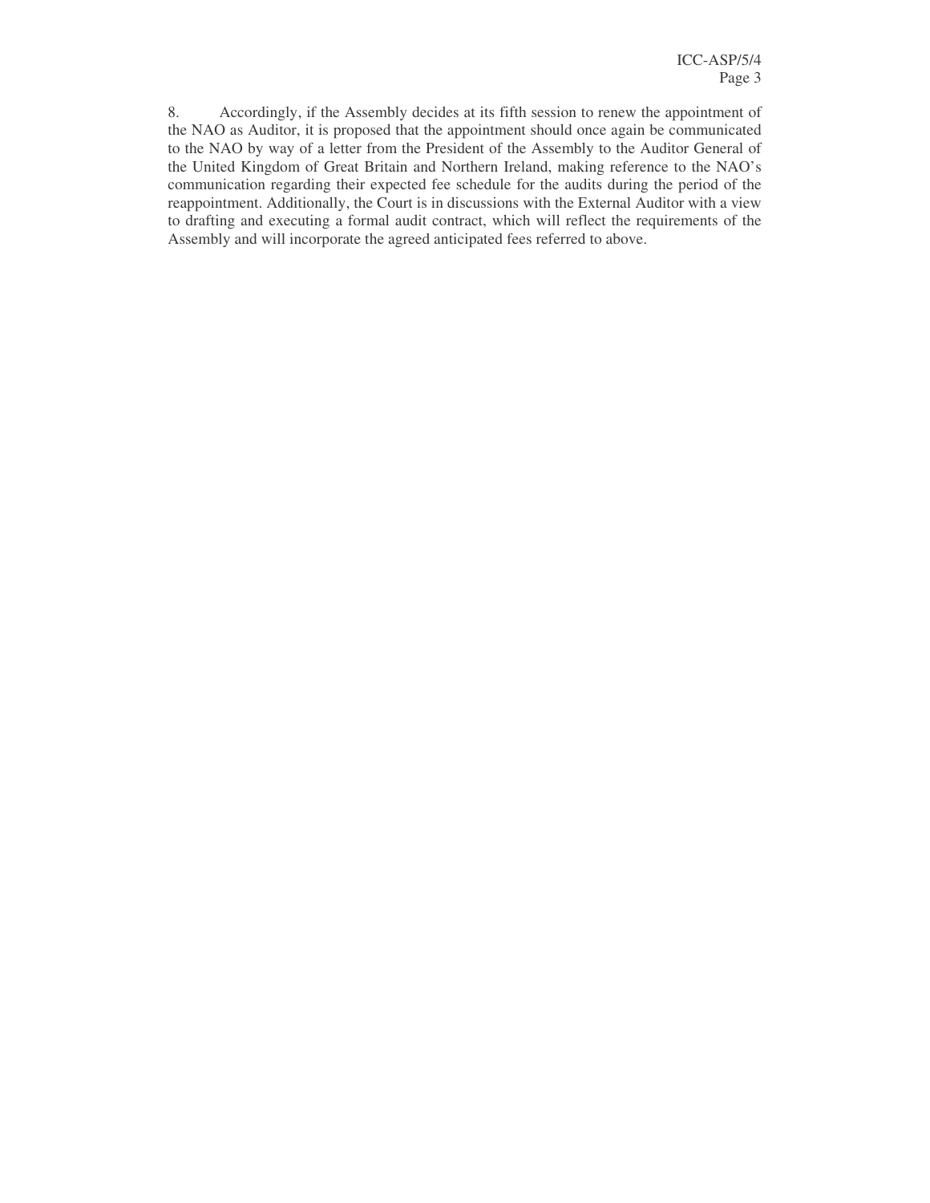8. Accordingly, if the Assembly decides at its fifth session to renew the appointment of the NAO as Auditor, it is proposed that the appointment should once again be communicated to the NAO by way of a letter from the President of the Assembly to the Auditor General of the United Kingdom of Great Britain and Northern Ireland, making reference to the NAO's communication regarding their expected fee schedule for the audits during the period of the reappointment. Additionally, the Court is in discussions with the External Auditor with a view to drafting and executing a formal audit contract, which will reflect the requirements of the Assembly and will incorporate the agreed anticipated fees referred to above.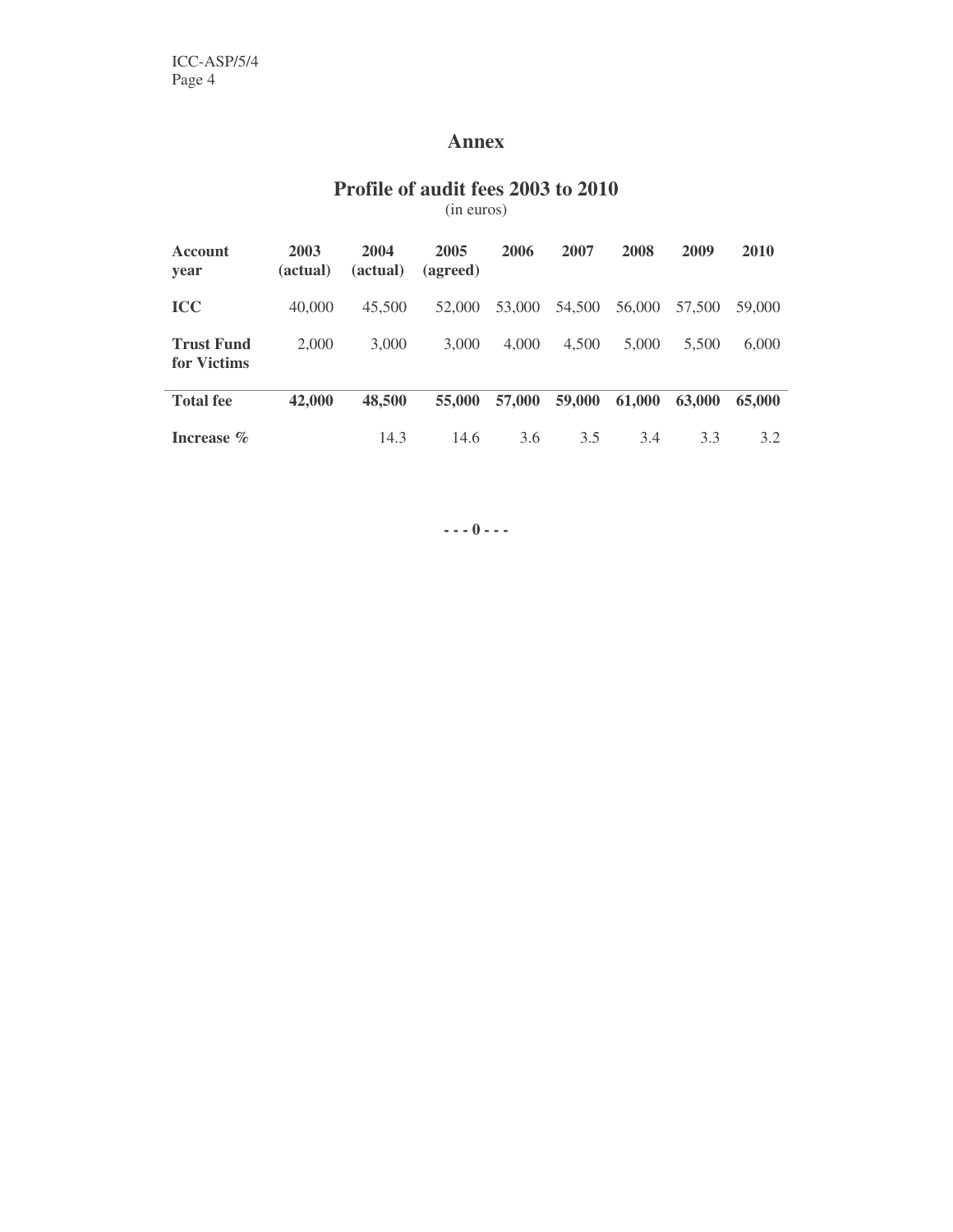# Annex

## Profile of audit fees 2003 to 2010

(in euros)

| Account year | 2003 (actual) | 2004 (actual) | 2005 (agreed) | 2006 | 2007 | 2008 | 2009 | 2010 |
|---|---|---|---|---|---|---|---|---|
| **ICC** | 40,000 | 45,500 | 52,000 | 53,000 | 54,500 | 56,000 | 57,500 | 59,000 |
| **Trust Fund for Victims** | 2,000 | 3,000 | 3,000 | 4,000 | 4,500 | 5,000 | 5,500 | 6,000 |
| **Total fee** | **42,000** | **48,500** | **55,000** | **57,000** | **59,000** | **61,000** | **63,000** | **65,000** |
| **Increase %** | | 14.3 | 14.6 | 3.6 | 3.5 | 3.4 | 3.3 | 3.2 |

- - - 0 - - -